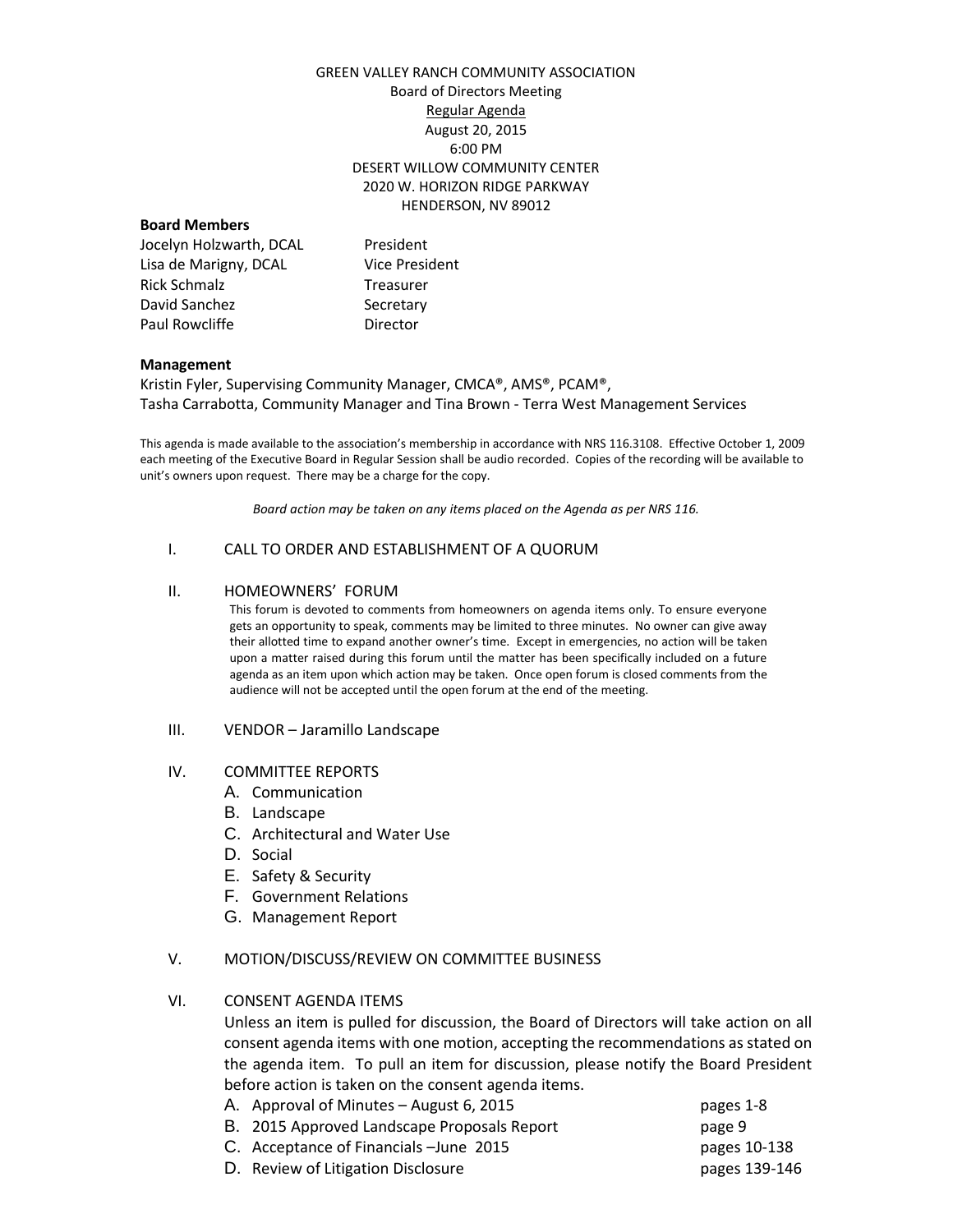GREEN VALLEY RANCH COMMUNITY ASSOCIATION
Board of Directors Meeting
Regular Agenda
August 20, 2015
6:00 PM
DESERT WILLOW COMMUNITY CENTER
2020 W. HORIZON RIDGE PARKWAY
HENDERSON, NV 89012

**Board Members**

| | |
|---|---|
| Jocelyn Holzwarth, DCAL | President |
| Lisa de Marigny, DCAL | Vice President |
| Rick Schmalz | Treasurer |
| David Sanchez | Secretary |
| Paul Rowcliffe | Director |

**Management**

Kristin Fyler, Supervising Community Manager, CMCA®, AMS®, PCAM®,
Tasha Carrabotta, Community Manager and Tina Brown - Terra West Management Services

This agenda is made available to the association's membership in accordance with NRS 116.3108. Effective October 1, 2009 each meeting of the Executive Board in Regular Session shall be audio recorded. Copies of the recording will be available to unit's owners upon request. There may be a charge for the copy.

*Board action may be taken on any items placed on the Agenda as per NRS 116.*

I. CALL TO ORDER AND ESTABLISHMENT OF A QUORUM

II. HOMEOWNERS' FORUM

This forum is devoted to comments from homeowners on agenda items only. To ensure everyone gets an opportunity to speak, comments may be limited to three minutes. No owner can give away their allotted time to expand another owner's time. Except in emergencies, no action will be taken upon a matter raised during this forum until the matter has been specifically included on a future agenda as an item upon which action may be taken. Once open forum is closed comments from the audience will not be accepted until the open forum at the end of the meeting.

III. VENDOR – Jaramillo Landscape

IV. COMMITTEE REPORTS

A. Communication
B. Landscape
C. Architectural and Water Use
D. Social
E. Safety & Security
F. Government Relations
G. Management Report

V. MOTION/DISCUSS/REVIEW ON COMMITTEE BUSINESS

VI. CONSENT AGENDA ITEMS

Unless an item is pulled for discussion, the Board of Directors will take action on all consent agenda items with one motion, accepting the recommendations as stated on the agenda item. To pull an item for discussion, please notify the Board President before action is taken on the consent agenda items.

| | |
|---|---|
| A. Approval of Minutes – August 6, 2015 | pages 1-8 |
| B. 2015 Approved Landscape Proposals Report | page 9 |
| C. Acceptance of Financials –June 2015 | pages 10-138 |
| D. Review of Litigation Disclosure | pages 139-146 |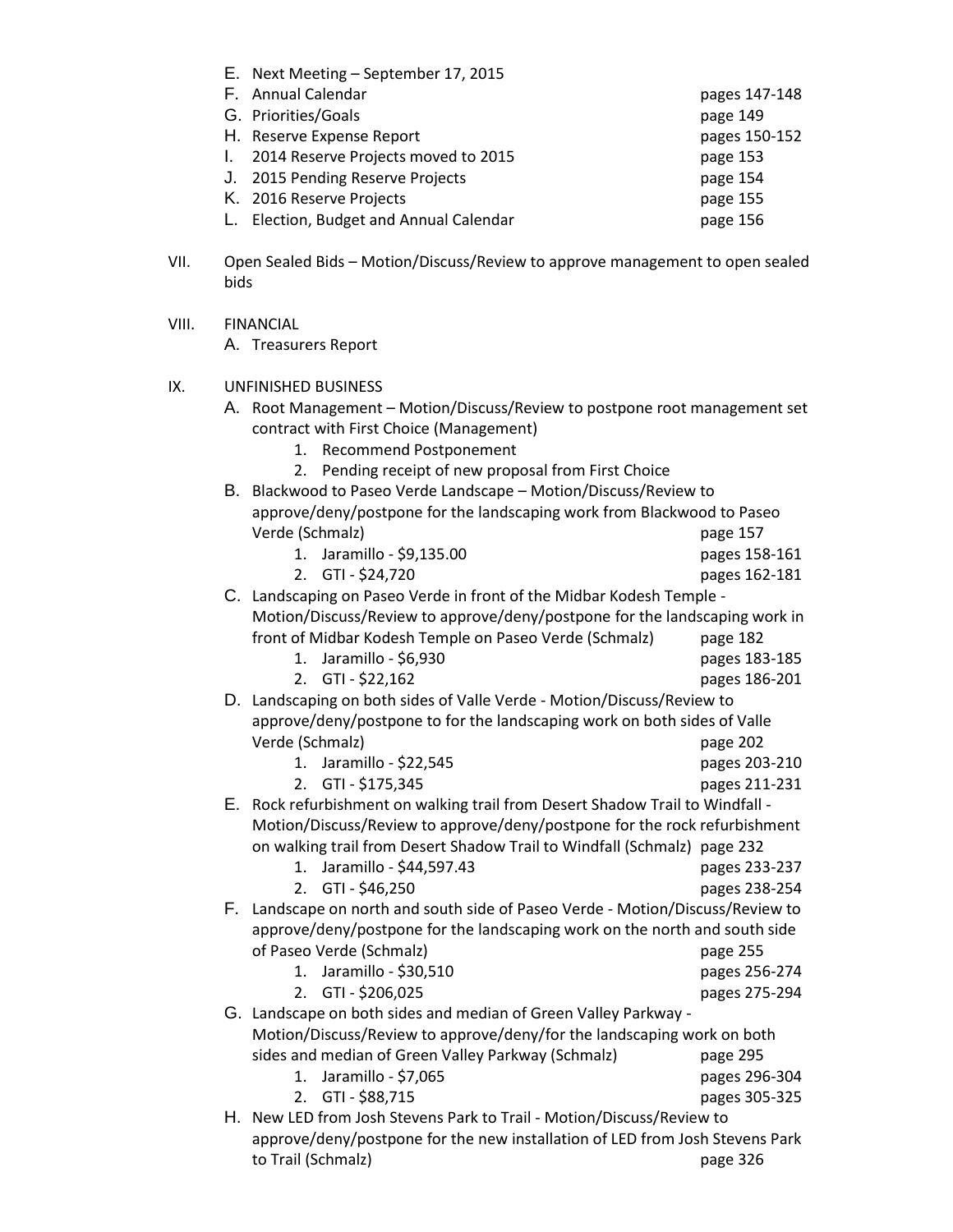E. Next Meeting – September 17, 2015
F. Annual Calendar — pages 147-148
G. Priorities/Goals — page 149
H. Reserve Expense Report — pages 150-152
I. 2014 Reserve Projects moved to 2015 — page 153
J. 2015 Pending Reserve Projects — page 154
K. 2016 Reserve Projects — page 155
L. Election, Budget and Annual Calendar — page 156

VII. Open Sealed Bids – Motion/Discuss/Review to approve management to open sealed bids

VIII. FINANCIAL

A. Treasurers Report

IX. UNFINISHED BUSINESS

A. Root Management – Motion/Discuss/Review to postpone root management set contract with First Choice (Management)
   1. Recommend Postponement
   2. Pending receipt of new proposal from First Choice

B. Blackwood to Paseo Verde Landscape – Motion/Discuss/Review to approve/deny/postpone for the landscaping work from Blackwood to Paseo Verde (Schmalz) — page 157
   1. Jaramillo - $9,135.00 — pages 158-161
   2. GTI - $24,720 — pages 162-181

C. Landscaping on Paseo Verde in front of the Midbar Kodesh Temple - Motion/Discuss/Review to approve/deny/postpone for the landscaping work in front of Midbar Kodesh Temple on Paseo Verde (Schmalz) — page 182
   1. Jaramillo - $6,930 — pages 183-185
   2. GTI - $22,162 — pages 186-201

D. Landscaping on both sides of Valle Verde - Motion/Discuss/Review to approve/deny/postpone to for the landscaping work on both sides of Valle Verde (Schmalz) — page 202
   1. Jaramillo - $22,545 — pages 203-210
   2. GTI - $175,345 — pages 211-231

E. Rock refurbishment on walking trail from Desert Shadow Trail to Windfall - Motion/Discuss/Review to approve/deny/postpone for the rock refurbishment on walking trail from Desert Shadow Trail to Windfall (Schmalz) — page 232
   1. Jaramillo - $44,597.43 — pages 233-237
   2. GTI - $46,250 — pages 238-254

F. Landscape on north and south side of Paseo Verde - Motion/Discuss/Review to approve/deny/postpone for the landscaping work on the north and south side of Paseo Verde (Schmalz) — page 255
   1. Jaramillo - $30,510 — pages 256-274
   2. GTI - $206,025 — pages 275-294

G. Landscape on both sides and median of Green Valley Parkway - Motion/Discuss/Review to approve/deny/for the landscaping work on both sides and median of Green Valley Parkway (Schmalz) — page 295
   1. Jaramillo - $7,065 — pages 296-304
   2. GTI - $88,715 — pages 305-325

H. New LED from Josh Stevens Park to Trail - Motion/Discuss/Review to approve/deny/postpone for the new installation of LED from Josh Stevens Park to Trail (Schmalz) — page 326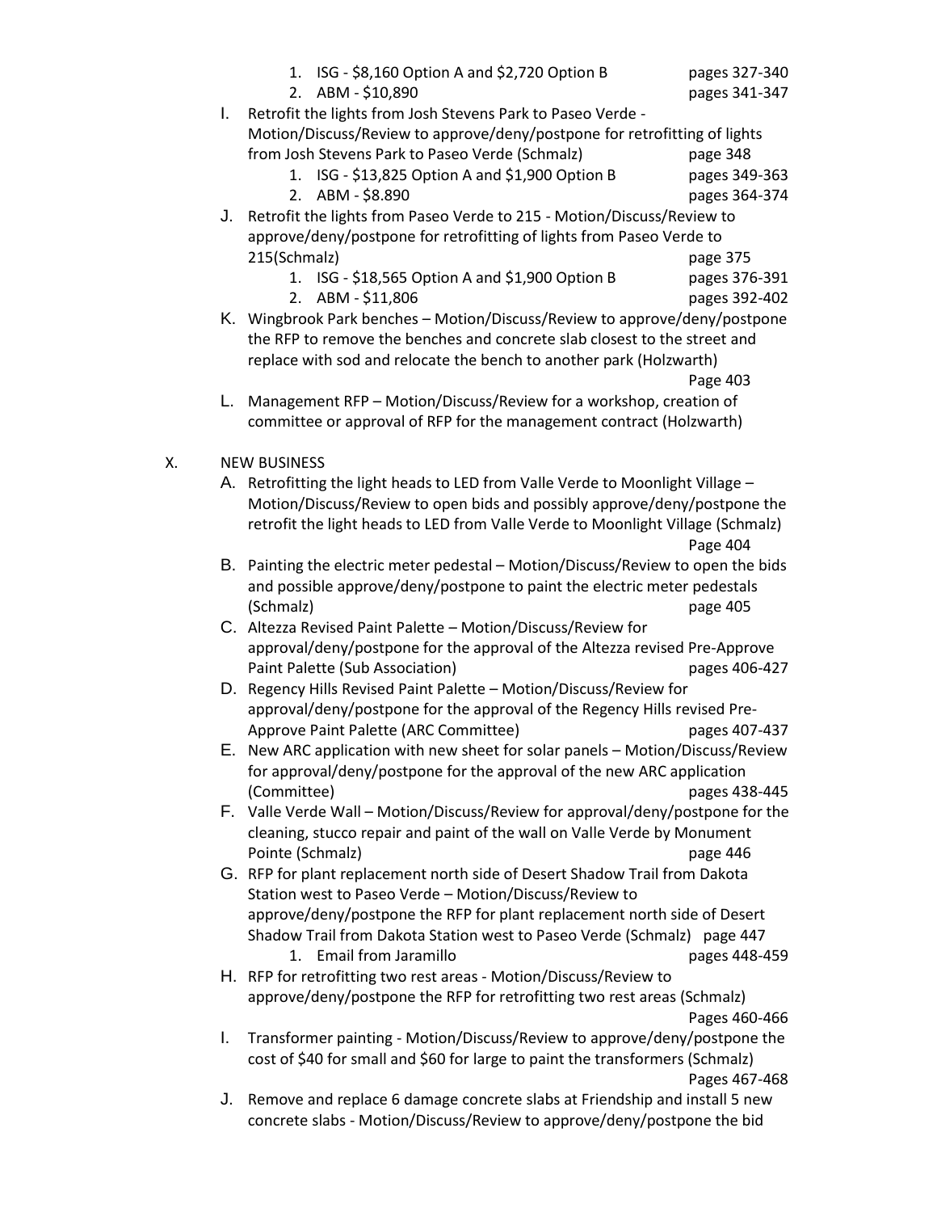1. ISG - $8,160 Option A and $2,720 Option B pages 327-340
2. ABM - $10,890 pages 341-347

I. Retrofit the lights from Josh Stevens Park to Paseo Verde - Motion/Discuss/Review to approve/deny/postpone for retrofitting of lights from Josh Stevens Park to Paseo Verde (Schmalz) page 348
   1. ISG - $13,825 Option A and $1,900 Option B pages 349-363
   2. ABM - $8.890 pages 364-374

J. Retrofit the lights from Paseo Verde to 215 - Motion/Discuss/Review to approve/deny/postpone for retrofitting of lights from Paseo Verde to 215(Schmalz) page 375
   1. ISG - $18,565 Option A and $1,900 Option B pages 376-391
   2. ABM - $11,806 pages 392-402

K. Wingbrook Park benches – Motion/Discuss/Review to approve/deny/postpone the RFP to remove the benches and concrete slab closest to the street and replace with sod and relocate the bench to another park (Holzwarth) Page 403

L. Management RFP – Motion/Discuss/Review for a workshop, creation of committee or approval of RFP for the management contract (Holzwarth)

X. NEW BUSINESS

A. Retrofitting the light heads to LED from Valle Verde to Moonlight Village – Motion/Discuss/Review to open bids and possibly approve/deny/postpone the retrofit the light heads to LED from Valle Verde to Moonlight Village (Schmalz) Page 404

B. Painting the electric meter pedestal – Motion/Discuss/Review to open the bids and possible approve/deny/postpone to paint the electric meter pedestals (Schmalz) page 405

C. Altezza Revised Paint Palette – Motion/Discuss/Review for approval/deny/postpone for the approval of the Altezza revised Pre-Approve Paint Palette (Sub Association) pages 406-427

D. Regency Hills Revised Paint Palette – Motion/Discuss/Review for approval/deny/postpone for the approval of the Regency Hills revised Pre-Approve Paint Palette (ARC Committee) pages 407-437

E. New ARC application with new sheet for solar panels – Motion/Discuss/Review for approval/deny/postpone for the approval of the new ARC application (Committee) pages 438-445

F. Valle Verde Wall – Motion/Discuss/Review for approval/deny/postpone for the cleaning, stucco repair and paint of the wall on Valle Verde by Monument Pointe (Schmalz) page 446

G. RFP for plant replacement north side of Desert Shadow Trail from Dakota Station west to Paseo Verde – Motion/Discuss/Review to approve/deny/postpone the RFP for plant replacement north side of Desert Shadow Trail from Dakota Station west to Paseo Verde (Schmalz) page 447
   1. Email from Jaramillo pages 448-459

H. RFP for retrofitting two rest areas - Motion/Discuss/Review to approve/deny/postpone the RFP for retrofitting two rest areas (Schmalz) Pages 460-466

I. Transformer painting - Motion/Discuss/Review to approve/deny/postpone the cost of $40 for small and $60 for large to paint the transformers (Schmalz) Pages 467-468

J. Remove and replace 6 damage concrete slabs at Friendship and install 5 new concrete slabs - Motion/Discuss/Review to approve/deny/postpone the bid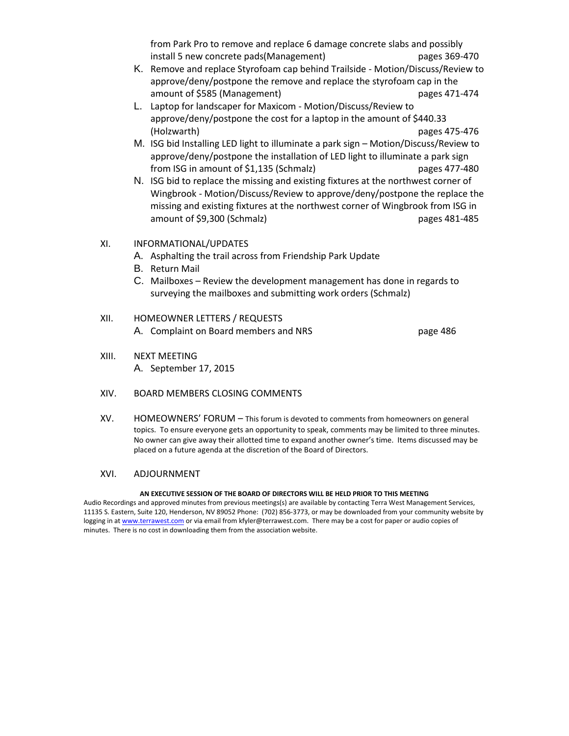from Park Pro to remove and replace 6 damage concrete slabs and possibly install 5 new concrete pads(Management) pages 369-470

K. Remove and replace Styrofoam cap behind Trailside - Motion/Discuss/Review to approve/deny/postpone the remove and replace the styrofoam cap in the amount of $585 (Management) pages 471-474

L. Laptop for landscaper for Maxicom - Motion/Discuss/Review to approve/deny/postpone the cost for a laptop in the amount of $440.33 (Holzwarth) pages 475-476

M. ISG bid Installing LED light to illuminate a park sign – Motion/Discuss/Review to approve/deny/postpone the installation of LED light to illuminate a park sign from ISG in amount of $1,135 (Schmalz) pages 477-480

N. ISG bid to replace the missing and existing fixtures at the northwest corner of Wingbrook - Motion/Discuss/Review to approve/deny/postpone the replace the missing and existing fixtures at the northwest corner of Wingbrook from ISG in amount of $9,300 (Schmalz) pages 481-485

XI. INFORMATIONAL/UPDATES

A. Asphalting the trail across from Friendship Park Update

B. Return Mail

C. Mailboxes – Review the development management has done in regards to surveying the mailboxes and submitting work orders (Schmalz)

XII. HOMEOWNER LETTERS / REQUESTS

A. Complaint on Board members and NRS page 486

XIII. NEXT MEETING

A. September 17, 2015

XIV. BOARD MEMBERS CLOSING COMMENTS

XV. HOMEOWNERS' FORUM – This forum is devoted to comments from homeowners on general topics. To ensure everyone gets an opportunity to speak, comments may be limited to three minutes. No owner can give away their allotted time to expand another owner's time. Items discussed may be placed on a future agenda at the discretion of the Board of Directors.

XVI. ADJOURNMENT

**AN EXECUTIVE SESSION OF THE BOARD OF DIRECTORS WILL BE HELD PRIOR TO THIS MEETING**

Audio Recordings and approved minutes from previous meetings(s) are available by contacting Terra West Management Services, 11135 S. Eastern, Suite 120, Henderson, NV 89052 Phone: (702) 856-3773, or may be downloaded from your community website by logging in at www.terrawest.com or via email from kfyler@terrawest.com. There may be a cost for paper or audio copies of minutes. There is no cost in downloading them from the association website.